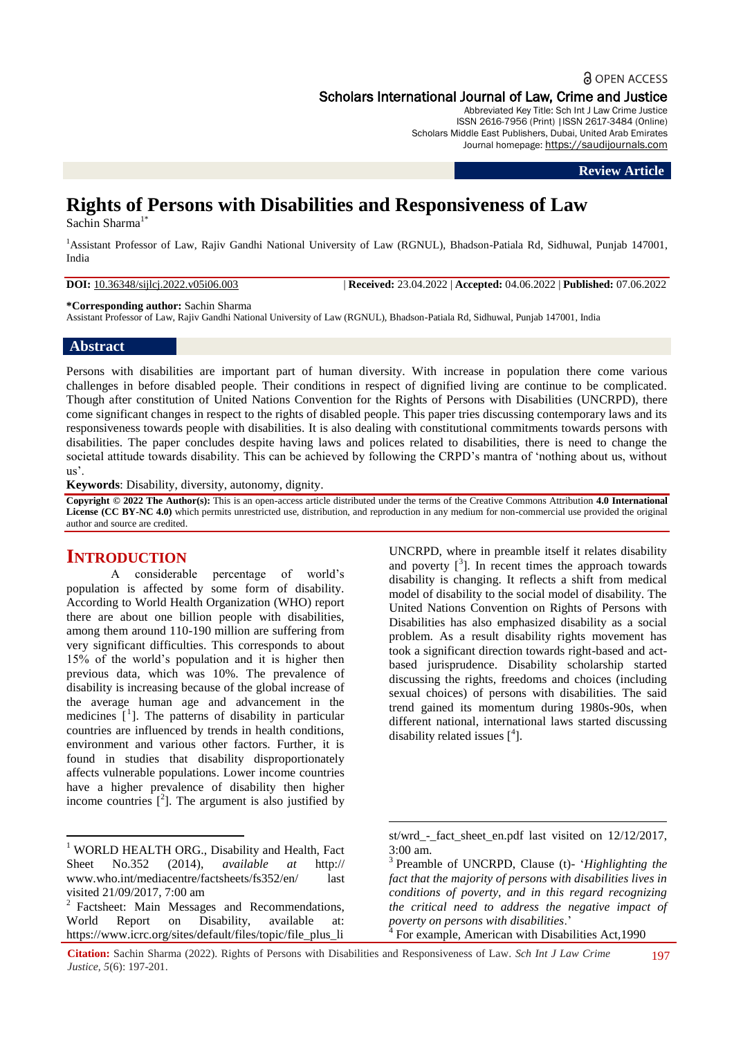OPEN ACCESS

Scholars International Journal of Law, Crime and Justice

Abbreviated Key Title: Sch Int J Law Crime Justice
ISSN 2616-7956 (Print) |ISSN 2617-3484 (Online)
Scholars Middle East Publishers, Dubai, United Arab Emirates
Journal homepage: https://saudijournals.com

**Review Article**

# Rights of Persons with Disabilities and Responsiveness of Law

Sachin Sharma[1*]

[1]Assistant Professor of Law, Rajiv Gandhi National University of Law (RGNUL), Bhadson-Patiala Rd, Sidhuwal, Punjab 147001, India

**DOI:** 10.36348/sijlcj.2022.v05i06.003 | **Received:** 23.04.2022 | **Accepted:** 04.06.2022 | **Published:** 07.06.2022

**\*Corresponding author:** Sachin Sharma
Assistant Professor of Law, Rajiv Gandhi National University of Law (RGNUL), Bhadson-Patiala Rd, Sidhuwal, Punjab 147001, India

## Abstract

Persons with disabilities are important part of human diversity. With increase in population there come various challenges in before disabled people. Their conditions in respect of dignified living are continue to be complicated. Though after constitution of United Nations Convention for the Rights of Persons with Disabilities (UNCRPD), there come significant changes in respect to the rights of disabled people. This paper tries discussing contemporary laws and its responsiveness towards people with disabilities. It is also dealing with constitutional commitments towards persons with disabilities. The paper concludes despite having laws and polices related to disabilities, there is need to change the societal attitude towards disability. This can be achieved by following the CRPD's mantra of 'nothing about us, without us'.

**Keywords**: Disability, diversity, autonomy, dignity.

**Copyright © 2022 The Author(s):** This is an open-access article distributed under the terms of the Creative Commons Attribution **4.0 International License (CC BY-NC 4.0)** which permits unrestricted use, distribution, and reproduction in any medium for non-commercial use provided the original author and source are credited.

## INTRODUCTION

A considerable percentage of world's population is affected by some form of disability. According to World Health Organization (WHO) report there are about one billion people with disabilities, among them around 110-190 million are suffering from very significant difficulties. This corresponds to about 15% of the world's population and it is higher then previous data, which was 10%. The prevalence of disability is increasing because of the global increase of the average human age and advancement in the medicines [1]. The patterns of disability in particular countries are influenced by trends in health conditions, environment and various other factors. Further, it is found in studies that disability disproportionately affects vulnerable populations. Lower income countries have a higher prevalence of disability then higher income countries [2]. The argument is also justified by UNCRPD, where in preamble itself it relates disability and poverty [3]. In recent times the approach towards disability is changing. It reflects a shift from medical model of disability to the social model of disability. The United Nations Convention on Rights of Persons with Disabilities has also emphasized disability as a social problem. As a result disability rights movement has took a significant direction towards right-based and act-based jurisprudence. Disability scholarship started discussing the rights, freedoms and choices (including sexual choices) of persons with disabilities. The said trend gained its momentum during 1980s-90s, when different national, international laws started discussing disability related issues [4].

---

[1] WORLD HEALTH ORG., Disability and Health, Fact Sheet No.352 (2014), *available at* http:// www.who.int/mediacentre/factsheets/fs352/en/ last visited 21/09/2017, 7:00 am

[2] Factsheet: Main Messages and Recommendations, World Report on Disability, available at: https://www.icrc.org/sites/default/files/topic/file_plus_list/wrd_-_fact_sheet_en.pdf last visited on 12/12/2017, 3:00 am.

[3] Preamble of UNCRPD, Clause (t)- '*Highlighting the fact that the majority of persons with disabilities lives in conditions of poverty, and in this regard recognizing the critical need to address the negative impact of poverty on persons with disabilities*.'

[4] For example, American with Disabilities Act,1990

**Citation:** Sachin Sharma (2022). Rights of Persons with Disabilities and Responsiveness of Law. *Sch Int J Law Crime Justice, 5*(6): 197-201.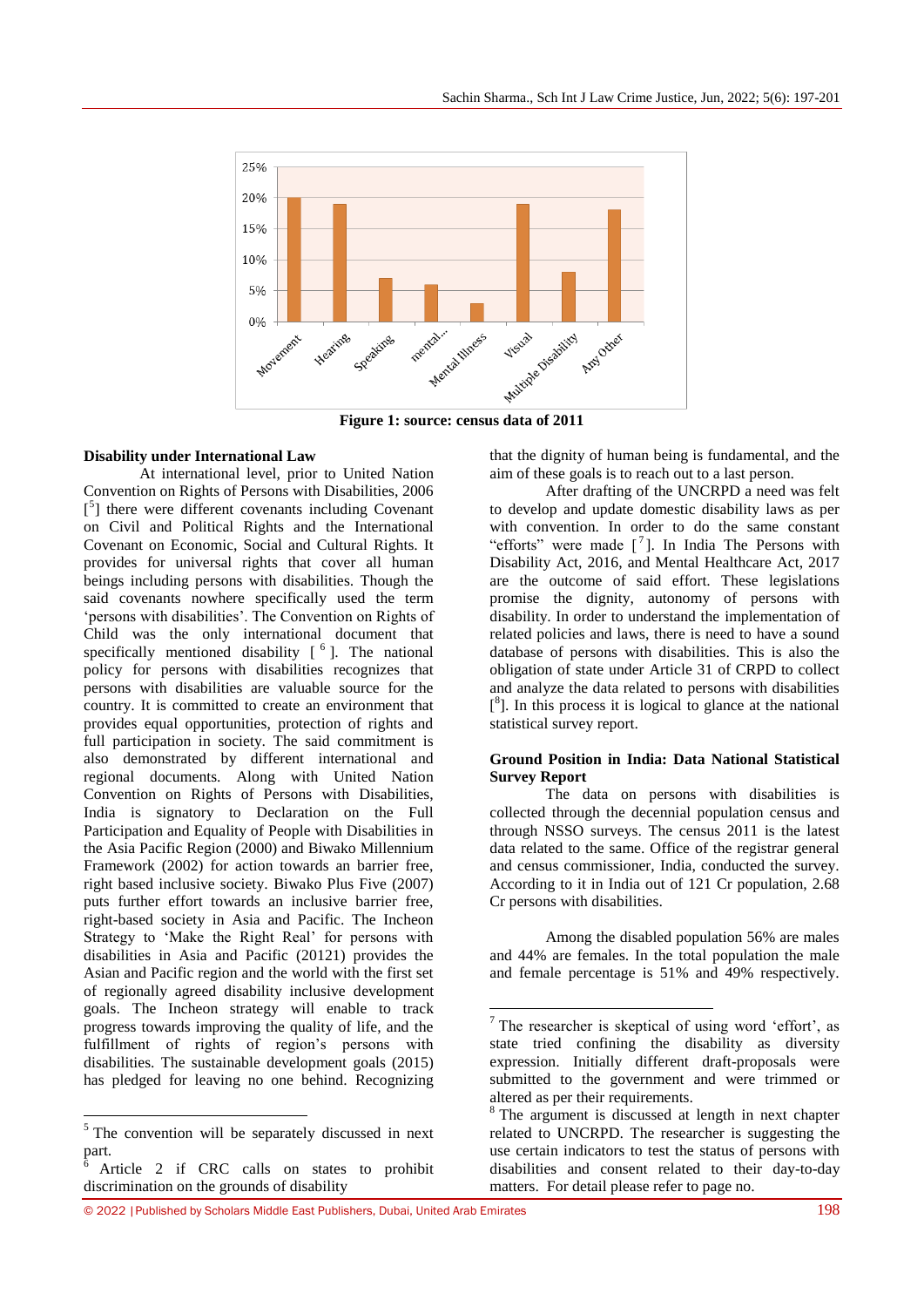Figure 1: source: census data of 2011

**Disability under International Law**

At international level, prior to United Nation Convention on Rights of Persons with Disabilities, 2006 [5] there were different covenants including Covenant on Civil and Political Rights and the International Covenant on Economic, Social and Cultural Rights. It provides for universal rights that cover all human beings including persons with disabilities. Though the said covenants nowhere specifically used the term 'persons with disabilities'. The Convention on Rights of Child was the only international document that specifically mentioned disability [6]. The national policy for persons with disabilities recognizes that persons with disabilities are valuable source for the country. It is committed to create an environment that provides equal opportunities, protection of rights and full participation in society. The said commitment is also demonstrated by different international and regional documents. Along with United Nation Convention on Rights of Persons with Disabilities, India is signatory to Declaration on the Full Participation and Equality of People with Disabilities in the Asia Pacific Region (2000) and Biwako Millennium Framework (2002) for action towards an barrier free, right based inclusive society. Biwako Plus Five (2007) puts further effort towards an inclusive barrier free, right-based society in Asia and Pacific. The Incheon Strategy to 'Make the Right Real' for persons with disabilities in Asia and Pacific (20121) provides the Asian and Pacific region and the world with the first set of regionally agreed disability inclusive development goals. The Incheon strategy will enable to track progress towards improving the quality of life, and the fulfillment of rights of region's persons with disabilities. The sustainable development goals (2015) has pledged for leaving no one behind. Recognizing that the dignity of human being is fundamental, and the aim of these goals is to reach out to a last person.

After drafting of the UNCRPD a need was felt to develop and update domestic disability laws as per with convention. In order to do the same constant "efforts" were made [7]. In India The Persons with Disability Act, 2016, and Mental Healthcare Act, 2017 are the outcome of said effort. These legislations promise the dignity, autonomy of persons with disability. In order to understand the implementation of related policies and laws, there is need to have a sound database of persons with disabilities. This is also the obligation of state under Article 31 of CRPD to collect and analyze the data related to persons with disabilities [8]. In this process it is logical to glance at the national statistical survey report.

**Ground Position in India: Data National Statistical Survey Report**

The data on persons with disabilities is collected through the decennial population census and through NSSO surveys. The census 2011 is the latest data related to the same. Office of the registrar general and census commissioner, India, conducted the survey. According to it in India out of 121 Cr population, 2.68 Cr persons with disabilities.

Among the disabled population 56% are males and 44% are females. In the total population the male and female percentage is 51% and 49% respectively.

---

[5] The convention will be separately discussed in next part.

[6] Article 2 if CRC calls on states to prohibit discrimination on the grounds of disability

[7] The researcher is skeptical of using word 'effort', as state tried confining the disability as diversity expression. Initially different draft-proposals were submitted to the government and were trimmed or altered as per their requirements.

[8] The argument is discussed at length in next chapter related to UNCRPD. The researcher is suggesting the use certain indicators to test the status of persons with disabilities and consent related to their day-to-day matters. For detail please refer to page no.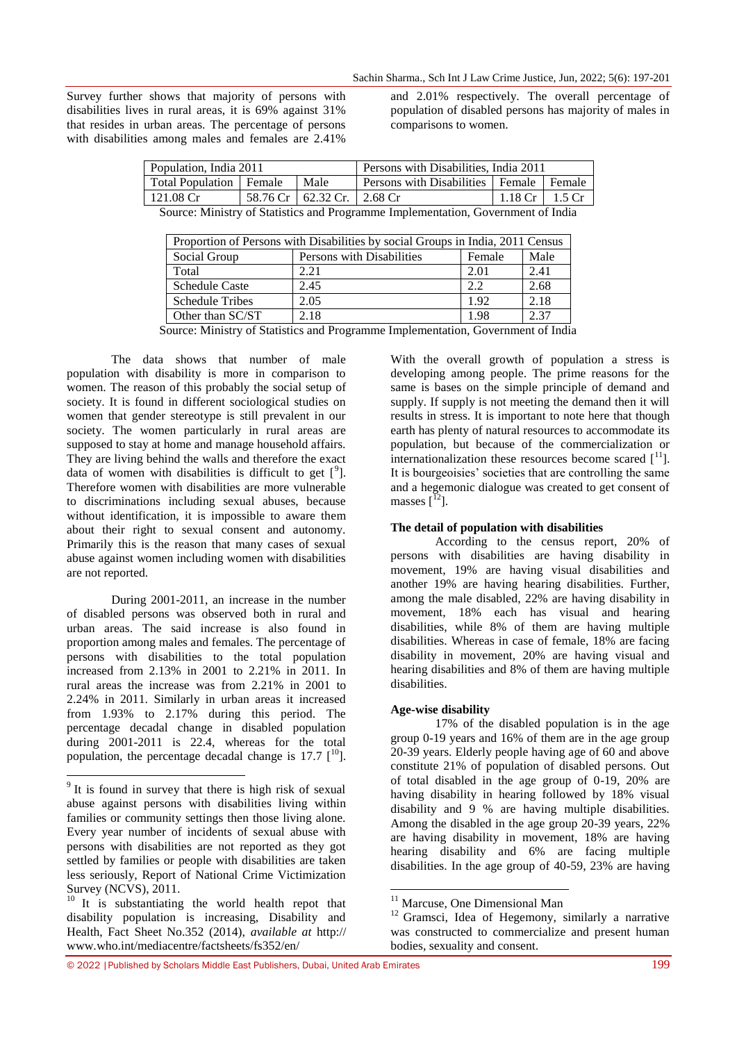Survey further shows that majority of persons with disabilities lives in rural areas, it is 69% against 31% that resides in urban areas. The percentage of persons with disabilities among males and females are 2.41% and 2.01% respectively. The overall percentage of population of disabled persons has majority of males in comparisons to women.

| Population, India 2011 | | | Persons with Disabilities, India 2011 | | |
|---|---|---|---|---|---|
| Total Population | Female | Male | Persons with Disabilities | Female | Female |
| 121.08 Cr | 58.76 Cr | 62.32 Cr. | 2.68 Cr | 1.18 Cr | 1.5 Cr |

Source: Ministry of Statistics and Programme Implementation, Government of India

| Proportion of Persons with Disabilities by social Groups in India, 2011 Census | | | |
|---|---|---|---|
| Social Group | Persons with Disabilities | Female | Male |
| Total | 2.21 | 2.01 | 2.41 |
| Schedule Caste | 2.45 | 2.2 | 2.68 |
| Schedule Tribes | 2.05 | 1.92 | 2.18 |
| Other than SC/ST | 2.18 | 1.98 | 2.37 |

Source: Ministry of Statistics and Programme Implementation, Government of India

The data shows that number of male population with disability is more in comparison to women. The reason of this probably the social setup of society. It is found in different sociological studies on women that gender stereotype is still prevalent in our society. The women particularly in rural areas are supposed to stay at home and manage household affairs. They are living behind the walls and therefore the exact data of women with disabilities is difficult to get [9]. Therefore women with disabilities are more vulnerable to discriminations including sexual abuses, because without identification, it is impossible to aware them about their right to sexual consent and autonomy. Primarily this is the reason that many cases of sexual abuse against women including women with disabilities are not reported.

During 2001-2011, an increase in the number of disabled persons was observed both in rural and urban areas. The said increase is also found in proportion among males and females. The percentage of persons with disabilities to the total population increased from 2.13% in 2001 to 2.21% in 2011. In rural areas the increase was from 2.21% in 2001 to 2.24% in 2011. Similarly in urban areas it increased from 1.93% to 2.17% during this period. The percentage decadal change in disabled population during 2001-2011 is 22.4, whereas for the total population, the percentage decadal change is 17.7 [10].

With the overall growth of population a stress is developing among people. The prime reasons for the same is bases on the simple principle of demand and supply. If supply is not meeting the demand then it will results in stress. It is important to note here that though earth has plenty of natural resources to accommodate its population, but because of the commercialization or internationalization these resources become scared [11]. It is bourgeoisies' societies that are controlling the same and a hegemonic dialogue was created to get consent of masses [12].

#### The detail of population with disabilities

According to the census report, 20% of persons with disabilities are having disability in movement, 19% are having visual disabilities and another 19% are having hearing disabilities. Further, among the male disabled, 22% are having disability in movement, 18% each has visual and hearing disabilities, while 8% of them are having multiple disabilities. Whereas in case of female, 18% are facing disability in movement, 20% are having visual and hearing disabilities and 8% of them are having multiple disabilities.

#### Age-wise disability

17% of the disabled population is in the age group 0-19 years and 16% of them are in the age group 20-39 years. Elderly people having age of 60 and above constitute 21% of population of disabled persons. Out of total disabled in the age group of 0-19, 20% are having disability in hearing followed by 18% visual disability and 9 % are having multiple disabilities. Among the disabled in the age group 20-39 years, 22% are having disability in movement, 18% are having hearing disability and 6% are facing multiple disabilities. In the age group of 40-59, 23% are having

---

[9] It is found in survey that there is high risk of sexual abuse against persons with disabilities living within families or community settings then those living alone. Every year number of incidents of sexual abuse with persons with disabilities are not reported as they got settled by families or people with disabilities are taken less seriously, Report of National Crime Victimization Survey (NCVS), 2011.

[10] It is substantiating the world health repot that disability population is increasing, Disability and Health, Fact Sheet No.352 (2014), *available at* http:// www.who.int/mediacentre/factsheets/fs352/en/

[11] Marcuse, One Dimensional Man

[12] Gramsci, Idea of Hegemony, similarly a narrative was constructed to commercialize and present human bodies, sexuality and consent.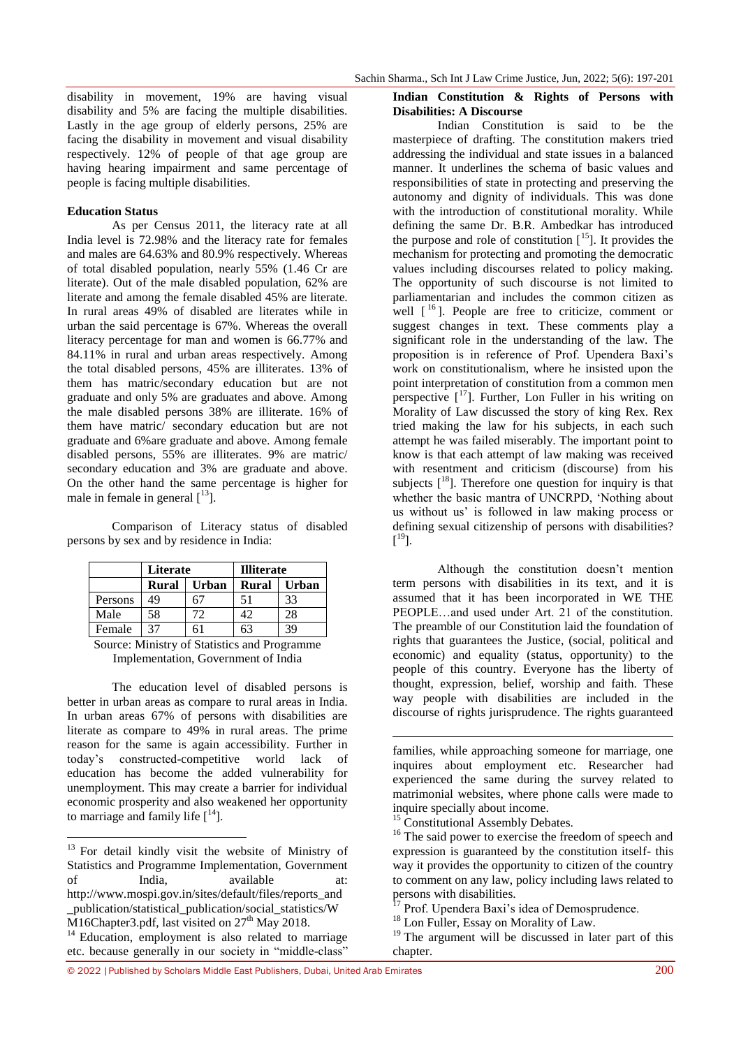disability in movement, 19% are having visual disability and 5% are facing the multiple disabilities. Lastly in the age group of elderly persons, 25% are facing the disability in movement and visual disability respectively. 12% of people of that age group are having hearing impairment and same percentage of people is facing multiple disabilities.

**Education Status**

As per Census 2011, the literacy rate at all India level is 72.98% and the literacy rate for females and males are 64.63% and 80.9% respectively. Whereas of total disabled population, nearly 55% (1.46 Cr are literate). Out of the male disabled population, 62% are literate and among the female disabled 45% are literate. In rural areas 49% of disabled are literates while in urban the said percentage is 67%. Whereas the overall literacy percentage for man and women is 66.77% and 84.11% in rural and urban areas respectively. Among the total disabled persons, 45% are illiterates. 13% of them has matric/secondary education but are not graduate and only 5% are graduates and above. Among the male disabled persons 38% are illiterate. 16% of them have matric/ secondary education but are not graduate and 6%are graduate and above. Among female disabled persons, 55% are illiterates. 9% are matric/ secondary education and 3% are graduate and above. On the other hand the same percentage is higher for male in female in general [13].

Comparison of Literacy status of disabled persons by sex and by residence in India:

| | Literate | | Illiterate | |
|---|---|---|---|---|
| | Rural | Urban | Rural | Urban |
| Persons | 49 | 67 | 51 | 33 |
| Male | 58 | 72 | 42 | 28 |
| Female | 37 | 61 | 63 | 39 |

Source: Ministry of Statistics and Programme Implementation, Government of India

The education level of disabled persons is better in urban areas as compare to rural areas in India. In urban areas 67% of persons with disabilities are literate as compare to 49% in rural areas. The prime reason for the same is again accessibility. Further in today's constructed-competitive world lack of education has become the added vulnerability for unemployment. This may create a barrier for individual economic prosperity and also weakened her opportunity to marriage and family life [14].

**Indian Constitution & Rights of Persons with Disabilities: A Discourse**

Indian Constitution is said to be the masterpiece of drafting. The constitution makers tried addressing the individual and state issues in a balanced manner. It underlines the schema of basic values and responsibilities of state in protecting and preserving the autonomy and dignity of individuals. This was done with the introduction of constitutional morality. While defining the same Dr. B.R. Ambedkar has introduced the purpose and role of constitution [15]. It provides the mechanism for protecting and promoting the democratic values including discourses related to policy making. The opportunity of such discourse is not limited to parliamentarian and includes the common citizen as well [16]. People are free to criticize, comment or suggest changes in text. These comments play a significant role in the understanding of the law. The proposition is in reference of Prof. Upendera Baxi's work on constitutionalism, where he insisted upon the point interpretation of constitution from a common men perspective [17]. Further, Lon Fuller in his writing on Morality of Law discussed the story of king Rex. Rex tried making the law for his subjects, in each such attempt he was failed miserably. The important point to know is that each attempt of law making was received with resentment and criticism (discourse) from his subjects [18]. Therefore one question for inquiry is that whether the basic mantra of UNCRPD, 'Nothing about us without us' is followed in law making process or defining sexual citizenship of persons with disabilities? [19].

Although the constitution doesn't mention term persons with disabilities in its text, and it is assumed that it has been incorporated in WE THE PEOPLE…and used under Art. 21 of the constitution. The preamble of our Constitution laid the foundation of rights that guarantees the Justice, (social, political and economic) and equality (status, opportunity) to the people of this country. Everyone has the liberty of thought, expression, belief, worship and faith. These way people with disabilities are included in the discourse of rights jurisprudence. The rights guaranteed

---

[13] For detail kindly visit the website of Ministry of Statistics and Programme Implementation, Government of India, available at: http://www.mospi.gov.in/sites/default/files/reports_and_publication/statistical_publication/social_statistics/WM16Chapter3.pdf, last visited on 27th May 2018.

[14] Education, employment is also related to marriage etc. because generally in our society in "middle-class" families, while approaching someone for marriage, one inquires about employment etc. Researcher had experienced the same during the survey related to matrimonial websites, where phone calls were made to inquire specially about income.

[15] Constitutional Assembly Debates.

[16] The said power to exercise the freedom of speech and expression is guaranteed by the constitution itself- this way it provides the opportunity to citizen of the country to comment on any law, policy including laws related to persons with disabilities.

[17] Prof. Upendera Baxi's idea of Demosprudence.

[18] Lon Fuller, Essay on Morality of Law.

[19] The argument will be discussed in later part of this chapter.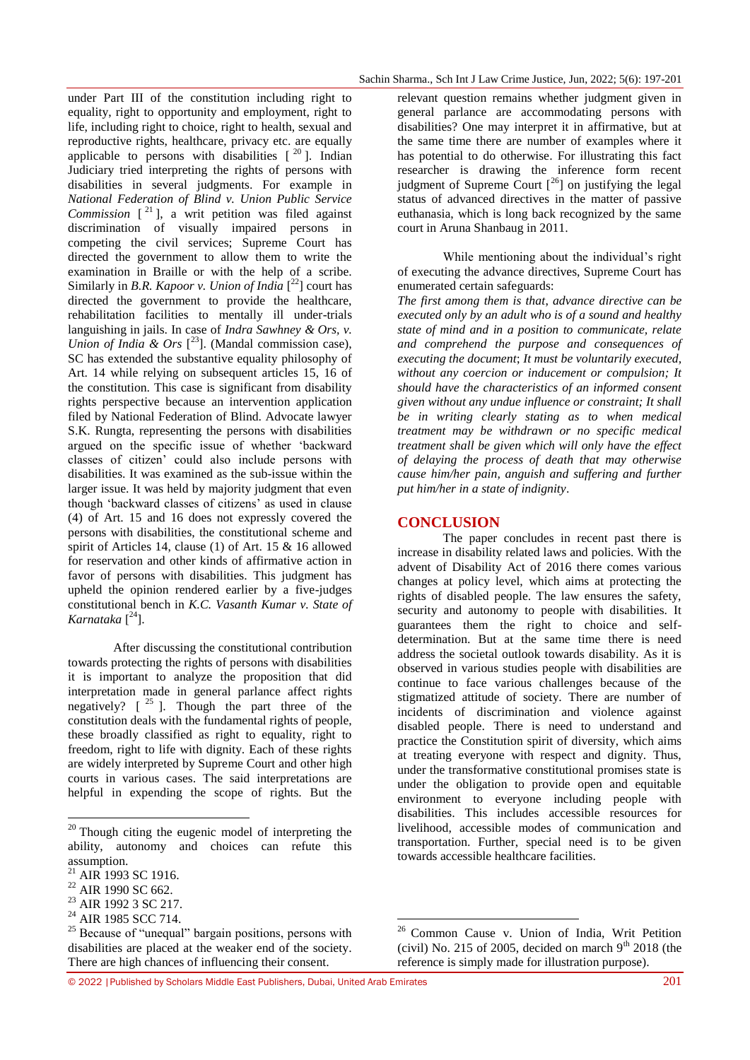under Part III of the constitution including right to equality, right to opportunity and employment, right to life, including right to choice, right to health, sexual and reproductive rights, healthcare, privacy etc. are equally applicable to persons with disabilities [20]. Indian Judiciary tried interpreting the rights of persons with disabilities in several judgments. For example in *National Federation of Blind v. Union Public Service Commission* [21], a writ petition was filed against discrimination of visually impaired persons in competing the civil services; Supreme Court has directed the government to allow them to write the examination in Braille or with the help of a scribe. Similarly in *B.R. Kapoor v. Union of India* [22] court has directed the government to provide the healthcare, rehabilitation facilities to mentally ill under-trials languishing in jails. In case of *Indra Sawhney & Ors, v. Union of India & Ors* [23]. (Mandal commission case), SC has extended the substantive equality philosophy of Art. 14 while relying on subsequent articles 15, 16 of the constitution. This case is significant from disability rights perspective because an intervention application filed by National Federation of Blind. Advocate lawyer S.K. Rungta, representing the persons with disabilities argued on the specific issue of whether 'backward classes of citizen' could also include persons with disabilities. It was examined as the sub-issue within the larger issue. It was held by majority judgment that even though 'backward classes of citizens' as used in clause (4) of Art. 15 and 16 does not expressly covered the persons with disabilities, the constitutional scheme and spirit of Articles 14, clause (1) of Art. 15 & 16 allowed for reservation and other kinds of affirmative action in favor of persons with disabilities. This judgment has upheld the opinion rendered earlier by a five-judges constitutional bench in *K.C. Vasanth Kumar v. State of Karnataka* [24].

After discussing the constitutional contribution towards protecting the rights of persons with disabilities it is important to analyze the proposition that did interpretation made in general parlance affect rights negatively? [25]. Though the part three of the constitution deals with the fundamental rights of people, these broadly classified as right to equality, right to freedom, right to life with dignity. Each of these rights are widely interpreted by Supreme Court and other high courts in various cases. The said interpretations are helpful in expending the scope of rights. But the relevant question remains whether judgment given in general parlance are accommodating persons with disabilities? One may interpret it in affirmative, but at the same time there are number of examples where it has potential to do otherwise. For illustrating this fact researcher is drawing the inference form recent judgment of Supreme Court [26] on justifying the legal status of advanced directives in the matter of passive euthanasia, which is long back recognized by the same court in Aruna Shanbaug in 2011.

While mentioning about the individual's right of executing the advance directives, Supreme Court has enumerated certain safeguards:

*The first among them is that, advance directive can be executed only by an adult who is of a sound and healthy state of mind and in a position to communicate, relate and comprehend the purpose and consequences of executing the document*; *It must be voluntarily executed, without any coercion or inducement or compulsion; It should have the characteristics of an informed consent given without any undue influence or constraint; It shall be in writing clearly stating as to when medical treatment may be withdrawn or no specific medical treatment shall be given which will only have the effect of delaying the process of death that may otherwise cause him/her pain, anguish and suffering and further put him/her in a state of indignity*.

## CONCLUSION

The paper concludes in recent past there is increase in disability related laws and policies. With the advent of Disability Act of 2016 there comes various changes at policy level, which aims at protecting the rights of disabled people. The law ensures the safety, security and autonomy to people with disabilities. It guarantees them the right to choice and self-determination. But at the same time there is need address the societal outlook towards disability. As it is observed in various studies people with disabilities are continue to face various challenges because of the stigmatized attitude of society. There are number of incidents of discrimination and violence against disabled people. There is need to understand and practice the Constitution spirit of diversity, which aims at treating everyone with respect and dignity. Thus, under the transformative constitutional promises state is under the obligation to provide open and equitable environment to everyone including people with disabilities. This includes accessible resources for livelihood, accessible modes of communication and transportation. Further, special need is to be given towards accessible healthcare facilities.

---

[20] Though citing the eugenic model of interpreting the ability, autonomy and choices can refute this assumption.

[21] AIR 1993 SC 1916.

[22] AIR 1990 SC 662.

[23] AIR 1992 3 SC 217.

[24] AIR 1985 SCC 714.

[25] Because of "unequal" bargain positions, persons with disabilities are placed at the weaker end of the society. There are high chances of influencing their consent.

[26] Common Cause v. Union of India, Writ Petition (civil) No. 215 of 2005, decided on march 9th 2018 (the reference is simply made for illustration purpose).